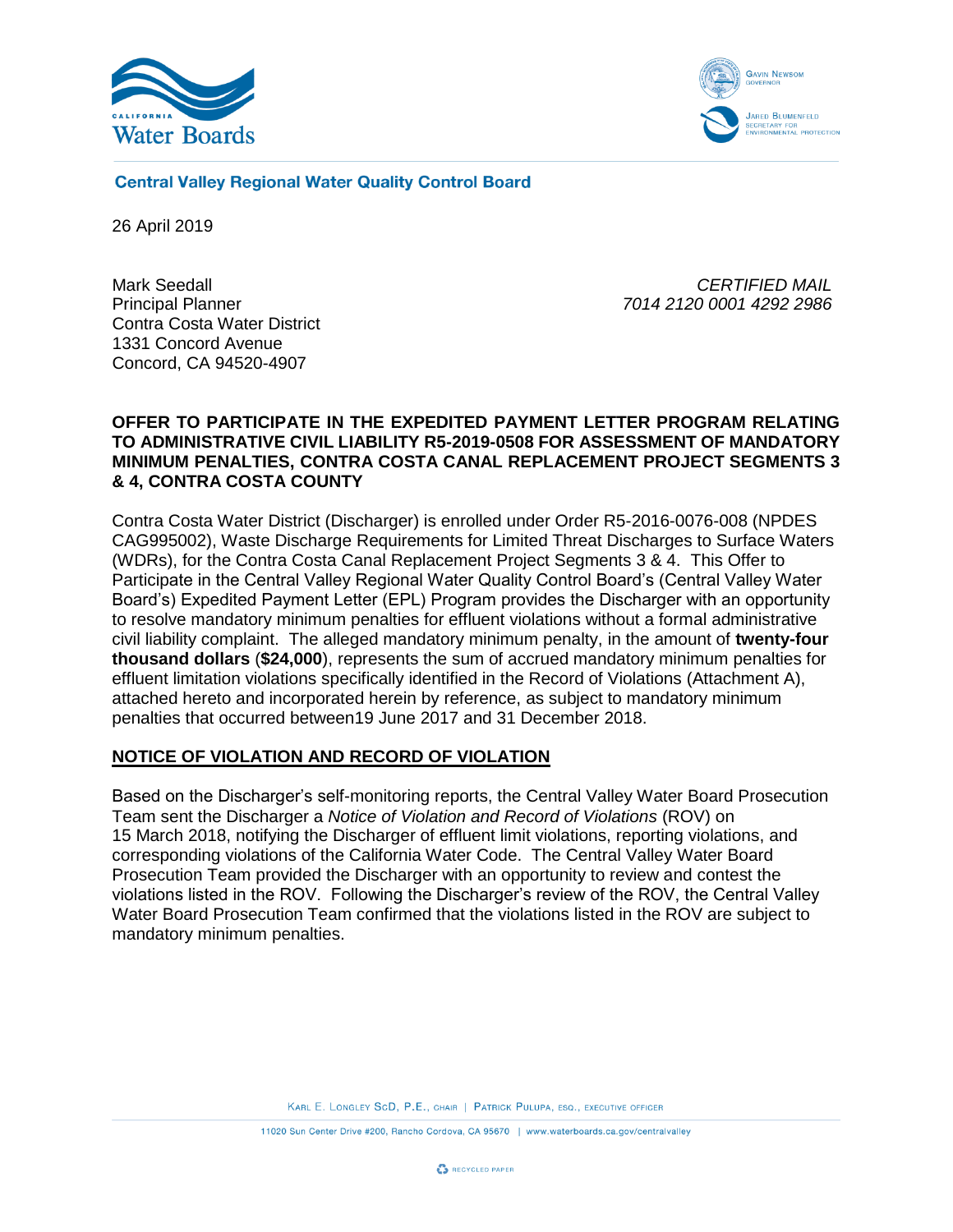California Water Boards

GAVIN NEWSOM
GOVERNOR

JARED BLUMENFELD
SECRETARY FOR
ENVIRONMENTAL PROTECTION

**Central Valley Regional Water Quality Control Board**

26 April 2019

Mark Seedall
Principal Planner
Contra Costa Water District
1331 Concord Avenue
Concord, CA 94520-4907

*CERTIFIED MAIL*
*7014 2120 0001 4292 2986*

**OFFER TO PARTICIPATE IN THE EXPEDITED PAYMENT LETTER PROGRAM RELATING TO ADMINISTRATIVE CIVIL LIABILITY R5-2019-0508 FOR ASSESSMENT OF MANDATORY MINIMUM PENALTIES, CONTRA COSTA CANAL REPLACEMENT PROJECT SEGMENTS 3 & 4, CONTRA COSTA COUNTY**

Contra Costa Water District (Discharger) is enrolled under Order R5-2016-0076-008 (NPDES CAG995002), Waste Discharge Requirements for Limited Threat Discharges to Surface Waters (WDRs), for the Contra Costa Canal Replacement Project Segments 3 & 4. This Offer to Participate in the Central Valley Regional Water Quality Control Board's (Central Valley Water Board's) Expedited Payment Letter (EPL) Program provides the Discharger with an opportunity to resolve mandatory minimum penalties for effluent violations without a formal administrative civil liability complaint. The alleged mandatory minimum penalty, in the amount of **twenty-four thousand dollars** (**$24,000**), represents the sum of accrued mandatory minimum penalties for effluent limitation violations specifically identified in the Record of Violations (Attachment A), attached hereto and incorporated herein by reference, as subject to mandatory minimum penalties that occurred between19 June 2017 and 31 December 2018.

## NOTICE OF VIOLATION AND RECORD OF VIOLATION

Based on the Discharger's self-monitoring reports, the Central Valley Water Board Prosecution Team sent the Discharger a *Notice of Violation and Record of Violations* (ROV) on 15 March 2018, notifying the Discharger of effluent limit violations, reporting violations, and corresponding violations of the California Water Code. The Central Valley Water Board Prosecution Team provided the Discharger with an opportunity to review and contest the violations listed in the ROV. Following the Discharger's review of the ROV, the Central Valley Water Board Prosecution Team confirmed that the violations listed in the ROV are subject to mandatory minimum penalties.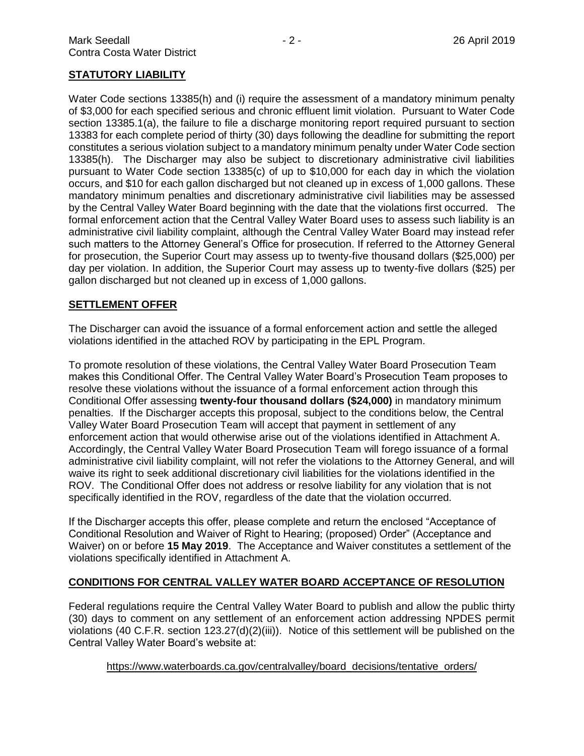## STATUTORY LIABILITY

Water Code sections 13385(h) and (i) require the assessment of a mandatory minimum penalty of $3,000 for each specified serious and chronic effluent limit violation. Pursuant to Water Code section 13385.1(a), the failure to file a discharge monitoring report required pursuant to section 13383 for each complete period of thirty (30) days following the deadline for submitting the report constitutes a serious violation subject to a mandatory minimum penalty under Water Code section 13385(h). The Discharger may also be subject to discretionary administrative civil liabilities pursuant to Water Code section 13385(c) of up to $10,000 for each day in which the violation occurs, and $10 for each gallon discharged but not cleaned up in excess of 1,000 gallons. These mandatory minimum penalties and discretionary administrative civil liabilities may be assessed by the Central Valley Water Board beginning with the date that the violations first occurred. The formal enforcement action that the Central Valley Water Board uses to assess such liability is an administrative civil liability complaint, although the Central Valley Water Board may instead refer such matters to the Attorney General's Office for prosecution. If referred to the Attorney General for prosecution, the Superior Court may assess up to twenty-five thousand dollars ($25,000) per day per violation. In addition, the Superior Court may assess up to twenty-five dollars ($25) per gallon discharged but not cleaned up in excess of 1,000 gallons.

## SETTLEMENT OFFER

The Discharger can avoid the issuance of a formal enforcement action and settle the alleged violations identified in the attached ROV by participating in the EPL Program.

To promote resolution of these violations, the Central Valley Water Board Prosecution Team makes this Conditional Offer. The Central Valley Water Board's Prosecution Team proposes to resolve these violations without the issuance of a formal enforcement action through this Conditional Offer assessing **twenty-four thousand dollars ($24,000)** in mandatory minimum penalties. If the Discharger accepts this proposal, subject to the conditions below, the Central Valley Water Board Prosecution Team will accept that payment in settlement of any enforcement action that would otherwise arise out of the violations identified in Attachment A. Accordingly, the Central Valley Water Board Prosecution Team will forego issuance of a formal administrative civil liability complaint, will not refer the violations to the Attorney General, and will waive its right to seek additional discretionary civil liabilities for the violations identified in the ROV. The Conditional Offer does not address or resolve liability for any violation that is not specifically identified in the ROV, regardless of the date that the violation occurred.

If the Discharger accepts this offer, please complete and return the enclosed "Acceptance of Conditional Resolution and Waiver of Right to Hearing; (proposed) Order" (Acceptance and Waiver) on or before **15 May 2019**. The Acceptance and Waiver constitutes a settlement of the violations specifically identified in Attachment A.

## CONDITIONS FOR CENTRAL VALLEY WATER BOARD ACCEPTANCE OF RESOLUTION

Federal regulations require the Central Valley Water Board to publish and allow the public thirty (30) days to comment on any settlement of an enforcement action addressing NPDES permit violations (40 C.F.R. section 123.27(d)(2)(iii)). Notice of this settlement will be published on the Central Valley Water Board's website at:

https://www.waterboards.ca.gov/centralvalley/board_decisions/tentative_orders/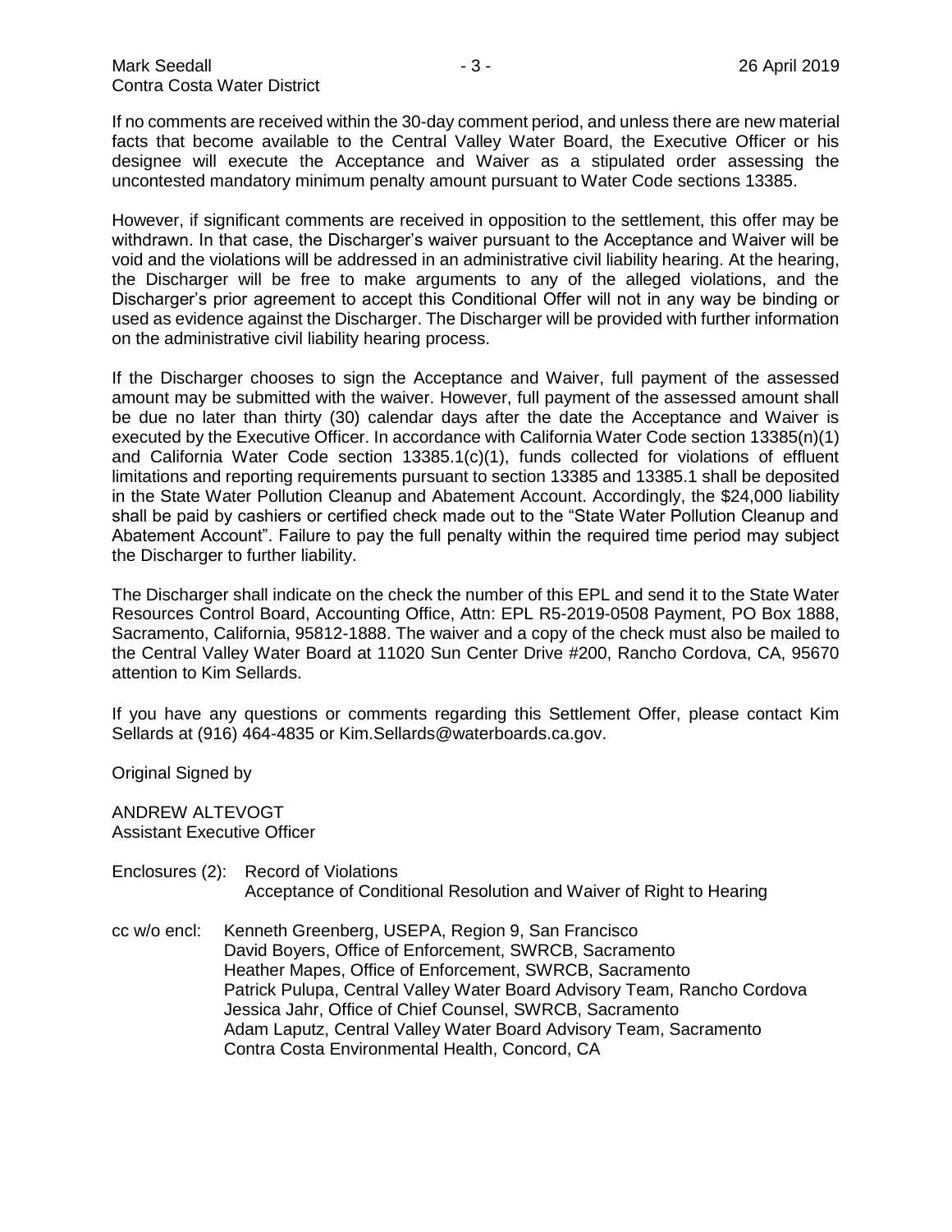If no comments are received within the 30-day comment period, and unless there are new material facts that become available to the Central Valley Water Board, the Executive Officer or his designee will execute the Acceptance and Waiver as a stipulated order assessing the uncontested mandatory minimum penalty amount pursuant to Water Code sections 13385.

However, if significant comments are received in opposition to the settlement, this offer may be withdrawn. In that case, the Discharger's waiver pursuant to the Acceptance and Waiver will be void and the violations will be addressed in an administrative civil liability hearing. At the hearing, the Discharger will be free to make arguments to any of the alleged violations, and the Discharger's prior agreement to accept this Conditional Offer will not in any way be binding or used as evidence against the Discharger. The Discharger will be provided with further information on the administrative civil liability hearing process.

If the Discharger chooses to sign the Acceptance and Waiver, full payment of the assessed amount may be submitted with the waiver. However, full payment of the assessed amount shall be due no later than thirty (30) calendar days after the date the Acceptance and Waiver is executed by the Executive Officer. In accordance with California Water Code section 13385(n)(1) and California Water Code section 13385.1(c)(1), funds collected for violations of effluent limitations and reporting requirements pursuant to section 13385 and 13385.1 shall be deposited in the State Water Pollution Cleanup and Abatement Account. Accordingly, the $24,000 liability shall be paid by cashiers or certified check made out to the "State Water Pollution Cleanup and Abatement Account". Failure to pay the full penalty within the required time period may subject the Discharger to further liability.

The Discharger shall indicate on the check the number of this EPL and send it to the State Water Resources Control Board, Accounting Office, Attn: EPL R5-2019-0508 Payment, PO Box 1888, Sacramento, California, 95812-1888. The waiver and a copy of the check must also be mailed to the Central Valley Water Board at 11020 Sun Center Drive #200, Rancho Cordova, CA, 95670 attention to Kim Sellards.

If you have any questions or comments regarding this Settlement Offer, please contact Kim Sellards at (916) 464-4835 or Kim.Sellards@waterboards.ca.gov.

Original Signed by

ANDREW ALTEVOGT
Assistant Executive Officer

Enclosures (2): Record of Violations
Acceptance of Conditional Resolution and Waiver of Right to Hearing

cc w/o encl: Kenneth Greenberg, USEPA, Region 9, San Francisco
David Boyers, Office of Enforcement, SWRCB, Sacramento
Heather Mapes, Office of Enforcement, SWRCB, Sacramento
Patrick Pulupa, Central Valley Water Board Advisory Team, Rancho Cordova
Jessica Jahr, Office of Chief Counsel, SWRCB, Sacramento
Adam Laputz, Central Valley Water Board Advisory Team, Sacramento
Contra Costa Environmental Health, Concord, CA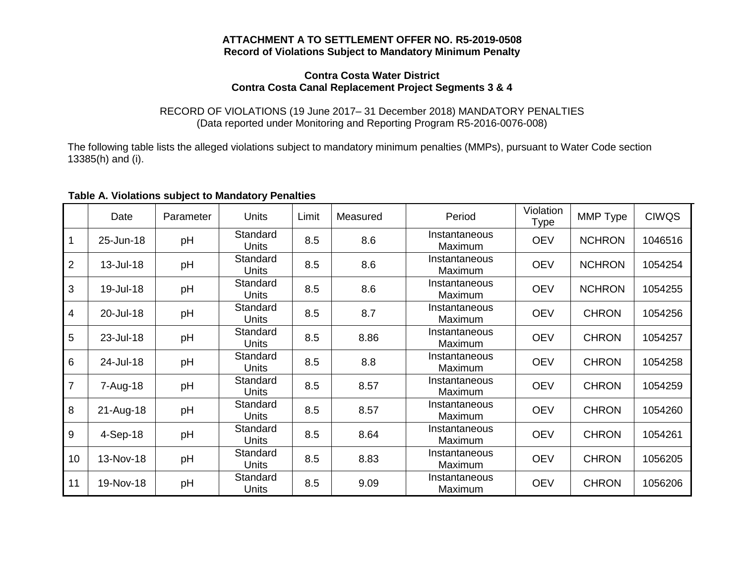**ATTACHMENT A TO SETTLEMENT OFFER NO. R5-2019-0508**
**Record of Violations Subject to Mandatory Minimum Penalty**

**Contra Costa Water District**
**Contra Costa Canal Replacement Project Segments 3 & 4**

RECORD OF VIOLATIONS (19 June 2017– 31 December 2018) MANDATORY PENALTIES
(Data reported under Monitoring and Reporting Program R5-2016-0076-008)

The following table lists the alleged violations subject to mandatory minimum penalties (MMPs), pursuant to Water Code section 13385(h) and (i).

**Table A. Violations subject to Mandatory Penalties**

| | Date | Parameter | Units | Limit | Measured | Period | Violation Type | MMP Type | CIWQS |
|---|---|---|---|---|---|---|---|---|---|
| 1 | 25-Jun-18 | pH | Standard Units | 8.5 | 8.6 | Instantaneous Maximum | OEV | NCHRON | 1046516 |
| 2 | 13-Jul-18 | pH | Standard Units | 8.5 | 8.6 | Instantaneous Maximum | OEV | NCHRON | 1054254 |
| 3 | 19-Jul-18 | pH | Standard Units | 8.5 | 8.6 | Instantaneous Maximum | OEV | NCHRON | 1054255 |
| 4 | 20-Jul-18 | pH | Standard Units | 8.5 | 8.7 | Instantaneous Maximum | OEV | CHRON | 1054256 |
| 5 | 23-Jul-18 | pH | Standard Units | 8.5 | 8.86 | Instantaneous Maximum | OEV | CHRON | 1054257 |
| 6 | 24-Jul-18 | pH | Standard Units | 8.5 | 8.8 | Instantaneous Maximum | OEV | CHRON | 1054258 |
| 7 | 7-Aug-18 | pH | Standard Units | 8.5 | 8.57 | Instantaneous Maximum | OEV | CHRON | 1054259 |
| 8 | 21-Aug-18 | pH | Standard Units | 8.5 | 8.57 | Instantaneous Maximum | OEV | CHRON | 1054260 |
| 9 | 4-Sep-18 | pH | Standard Units | 8.5 | 8.64 | Instantaneous Maximum | OEV | CHRON | 1054261 |
| 10 | 13-Nov-18 | pH | Standard Units | 8.5 | 8.83 | Instantaneous Maximum | OEV | CHRON | 1056205 |
| 11 | 19-Nov-18 | pH | Standard Units | 8.5 | 9.09 | Instantaneous Maximum | OEV | CHRON | 1056206 |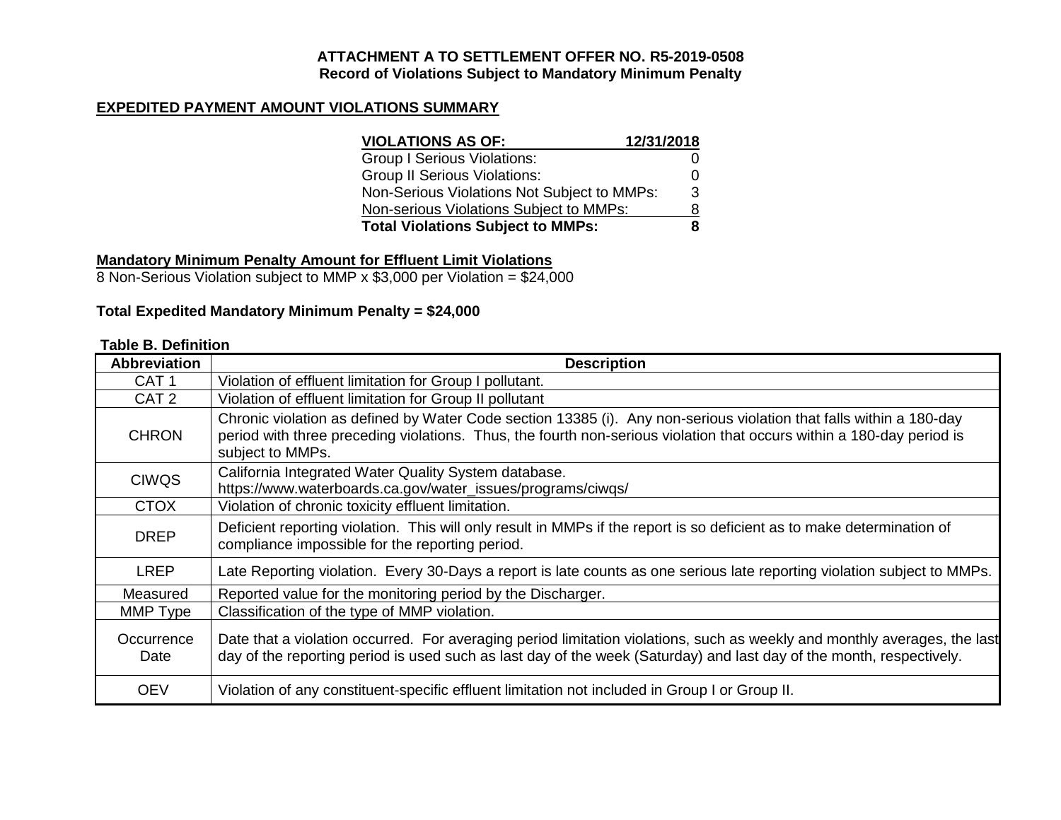**ATTACHMENT A TO SETTLEMENT OFFER NO. R5-2019-0508**
**Record of Violations Subject to Mandatory Minimum Penalty**

**EXPEDITED PAYMENT AMOUNT VIOLATIONS SUMMARY**

| VIOLATIONS AS OF: | 12/31/2018 |
|---|---|
| Group I Serious Violations: | 0 |
| Group II Serious Violations: | 0 |
| Non-Serious Violations Not Subject to MMPs: | 3 |
| Non-serious Violations Subject to MMPs: | 8 |
| **Total Violations Subject to MMPs:** | **8** |

**Mandatory Minimum Penalty Amount for Effluent Limit Violations**
8 Non-Serious Violation subject to MMP x $3,000 per Violation = $24,000

**Total Expedited Mandatory Minimum Penalty = $24,000**

**Table B. Definition**

| Abbreviation | Description |
|---|---|
| CAT 1 | Violation of effluent limitation for Group I pollutant. |
| CAT 2 | Violation of effluent limitation for Group II pollutant |
| CHRON | Chronic violation as defined by Water Code section 13385 (i). Any non-serious violation that falls within a 180-day period with three preceding violations. Thus, the fourth non-serious violation that occurs within a 180-day period is subject to MMPs. |
| CIWQS | California Integrated Water Quality System database. https://www.waterboards.ca.gov/water_issues/programs/ciwqs/ |
| CTOX | Violation of chronic toxicity effluent limitation. |
| DREP | Deficient reporting violation. This will only result in MMPs if the report is so deficient as to make determination of compliance impossible for the reporting period. |
| LREP | Late Reporting violation. Every 30-Days a report is late counts as one serious late reporting violation subject to MMPs. |
| Measured | Reported value for the monitoring period by the Discharger. |
| MMP Type | Classification of the type of MMP violation. |
| Occurrence Date | Date that a violation occurred. For averaging period limitation violations, such as weekly and monthly averages, the last day of the reporting period is used such as last day of the week (Saturday) and last day of the month, respectively. |
| OEV | Violation of any constituent-specific effluent limitation not included in Group I or Group II. |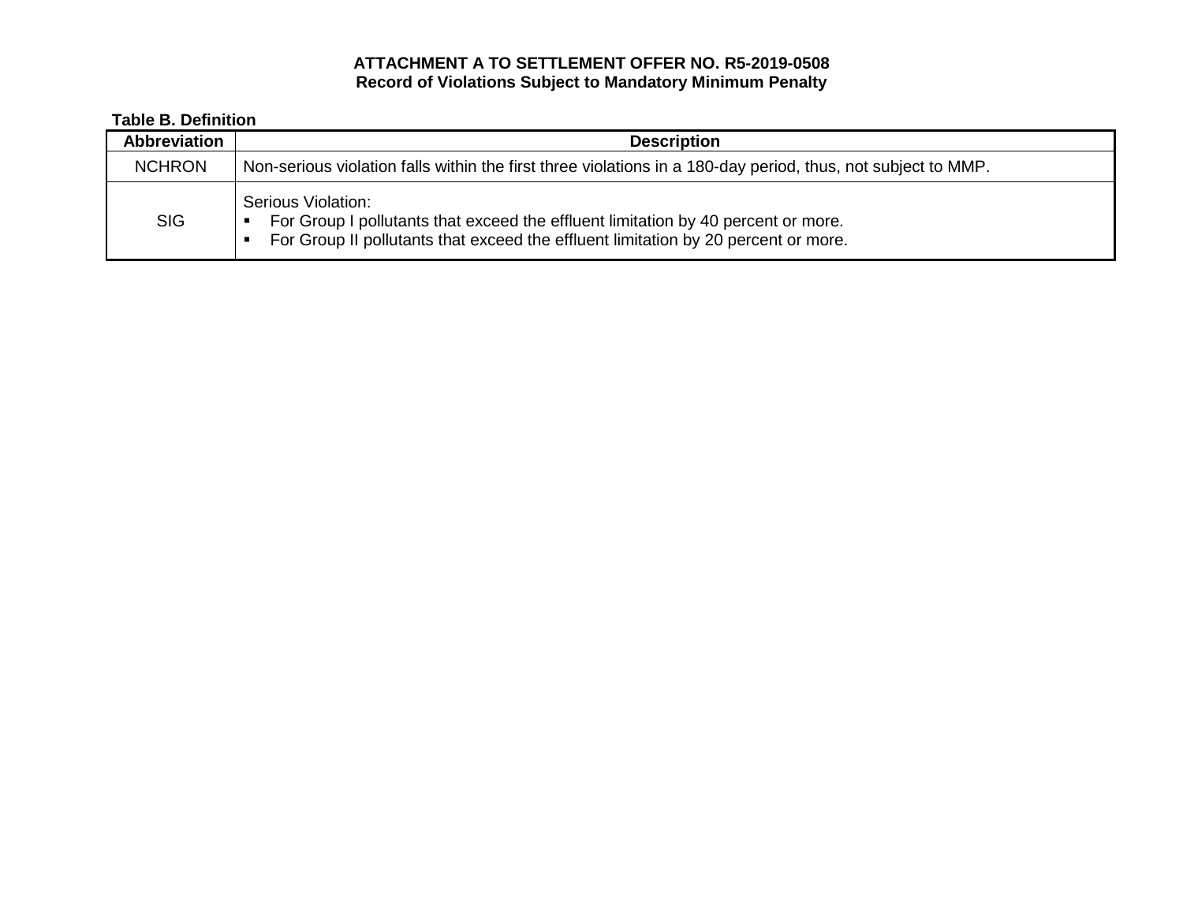**ATTACHMENT A TO SETTLEMENT OFFER NO. R5-2019-0508**
**Record of Violations Subject to Mandatory Minimum Penalty**

**Table B. Definition**

| Abbreviation | Description |
|---|---|
| NCHRON | Non-serious violation falls within the first three violations in a 180-day period, thus, not subject to MMP. |
| SIG | Serious Violation:<br>▪ For Group I pollutants that exceed the effluent limitation by 40 percent or more.<br>▪ For Group II pollutants that exceed the effluent limitation by 20 percent or more. |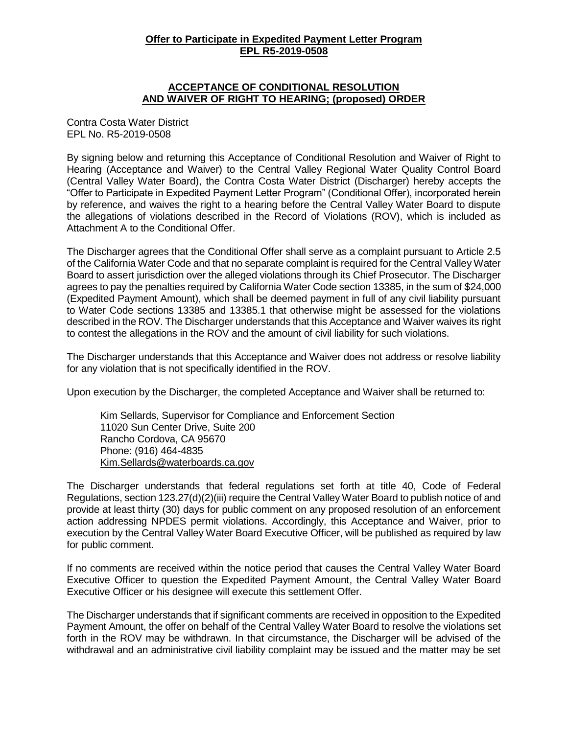**Offer to Participate in Expedited Payment Letter Program**
**EPL R5-2019-0508**

**ACCEPTANCE OF CONDITIONAL RESOLUTION AND WAIVER OF RIGHT TO HEARING; (proposed) ORDER**

Contra Costa Water District
EPL No. R5-2019-0508

By signing below and returning this Acceptance of Conditional Resolution and Waiver of Right to Hearing (Acceptance and Waiver) to the Central Valley Regional Water Quality Control Board (Central Valley Water Board), the Contra Costa Water District (Discharger) hereby accepts the "Offer to Participate in Expedited Payment Letter Program" (Conditional Offer), incorporated herein by reference, and waives the right to a hearing before the Central Valley Water Board to dispute the allegations of violations described in the Record of Violations (ROV), which is included as Attachment A to the Conditional Offer.

The Discharger agrees that the Conditional Offer shall serve as a complaint pursuant to Article 2.5 of the California Water Code and that no separate complaint is required for the Central Valley Water Board to assert jurisdiction over the alleged violations through its Chief Prosecutor. The Discharger agrees to pay the penalties required by California Water Code section 13385, in the sum of $24,000 (Expedited Payment Amount), which shall be deemed payment in full of any civil liability pursuant to Water Code sections 13385 and 13385.1 that otherwise might be assessed for the violations described in the ROV. The Discharger understands that this Acceptance and Waiver waives its right to contest the allegations in the ROV and the amount of civil liability for such violations.

The Discharger understands that this Acceptance and Waiver does not address or resolve liability for any violation that is not specifically identified in the ROV.

Upon execution by the Discharger, the completed Acceptance and Waiver shall be returned to:

Kim Sellards, Supervisor for Compliance and Enforcement Section
11020 Sun Center Drive, Suite 200
Rancho Cordova, CA 95670
Phone: (916) 464-4835
Kim.Sellards@waterboards.ca.gov

The Discharger understands that federal regulations set forth at title 40, Code of Federal Regulations, section 123.27(d)(2)(iii) require the Central Valley Water Board to publish notice of and provide at least thirty (30) days for public comment on any proposed resolution of an enforcement action addressing NPDES permit violations. Accordingly, this Acceptance and Waiver, prior to execution by the Central Valley Water Board Executive Officer, will be published as required by law for public comment.

If no comments are received within the notice period that causes the Central Valley Water Board Executive Officer to question the Expedited Payment Amount, the Central Valley Water Board Executive Officer or his designee will execute this settlement Offer.

The Discharger understands that if significant comments are received in opposition to the Expedited Payment Amount, the offer on behalf of the Central Valley Water Board to resolve the violations set forth in the ROV may be withdrawn. In that circumstance, the Discharger will be advised of the withdrawal and an administrative civil liability complaint may be issued and the matter may be set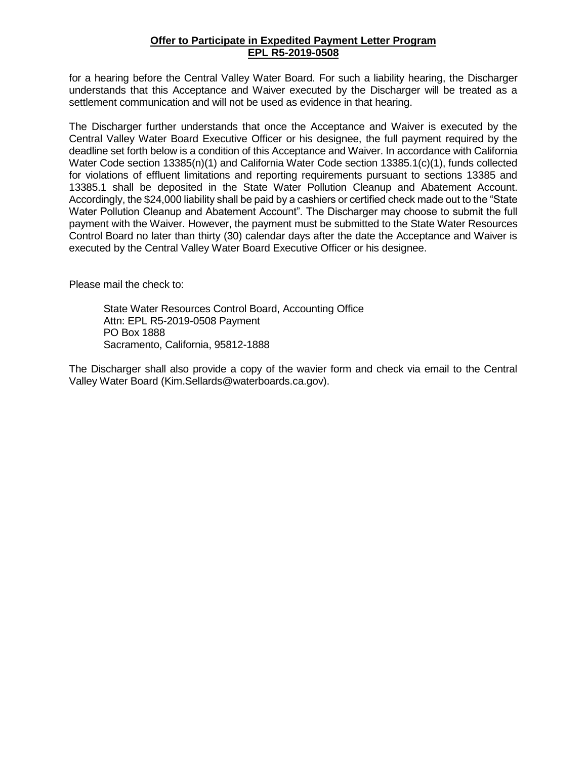for a hearing before the Central Valley Water Board. For such a liability hearing, the Discharger understands that this Acceptance and Waiver executed by the Discharger will be treated as a settlement communication and will not be used as evidence in that hearing.

The Discharger further understands that once the Acceptance and Waiver is executed by the Central Valley Water Board Executive Officer or his designee, the full payment required by the deadline set forth below is a condition of this Acceptance and Waiver. In accordance with California Water Code section 13385(n)(1) and California Water Code section 13385.1(c)(1), funds collected for violations of effluent limitations and reporting requirements pursuant to sections 13385 and 13385.1 shall be deposited in the State Water Pollution Cleanup and Abatement Account. Accordingly, the $24,000 liability shall be paid by a cashiers or certified check made out to the "State Water Pollution Cleanup and Abatement Account". The Discharger may choose to submit the full payment with the Waiver. However, the payment must be submitted to the State Water Resources Control Board no later than thirty (30) calendar days after the date the Acceptance and Waiver is executed by the Central Valley Water Board Executive Officer or his designee.

Please mail the check to:

> State Water Resources Control Board, Accounting Office
> Attn: EPL R5-2019-0508 Payment
> PO Box 1888
> Sacramento, California, 95812-1888

The Discharger shall also provide a copy of the wavier form and check via email to the Central Valley Water Board (Kim.Sellards@waterboards.ca.gov).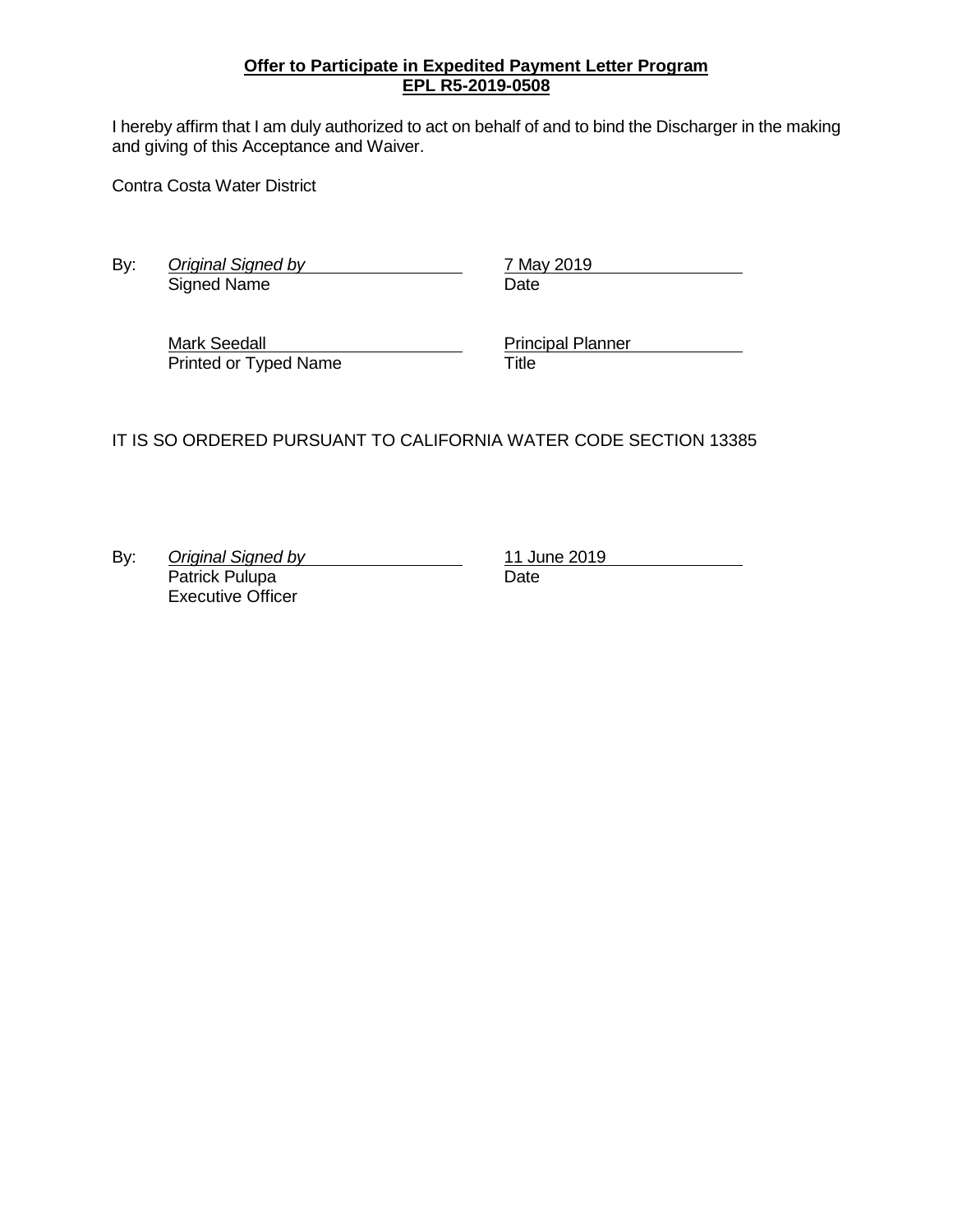**Offer to Participate in Expedited Payment Letter Program**
**EPL R5-2019-0508**

I hereby affirm that I am duly authorized to act on behalf of and to bind the Discharger in the making and giving of this Acceptance and Waiver.

Contra Costa Water District

By: *Original Signed by* — 7 May 2019
Signed Name — Date

Mark Seedall — Principal Planner
Printed or Typed Name — Title

IT IS SO ORDERED PURSUANT TO CALIFORNIA WATER CODE SECTION 13385

By: *Original Signed by* — 11 June 2019
Patrick Pulupa — Date
Executive Officer